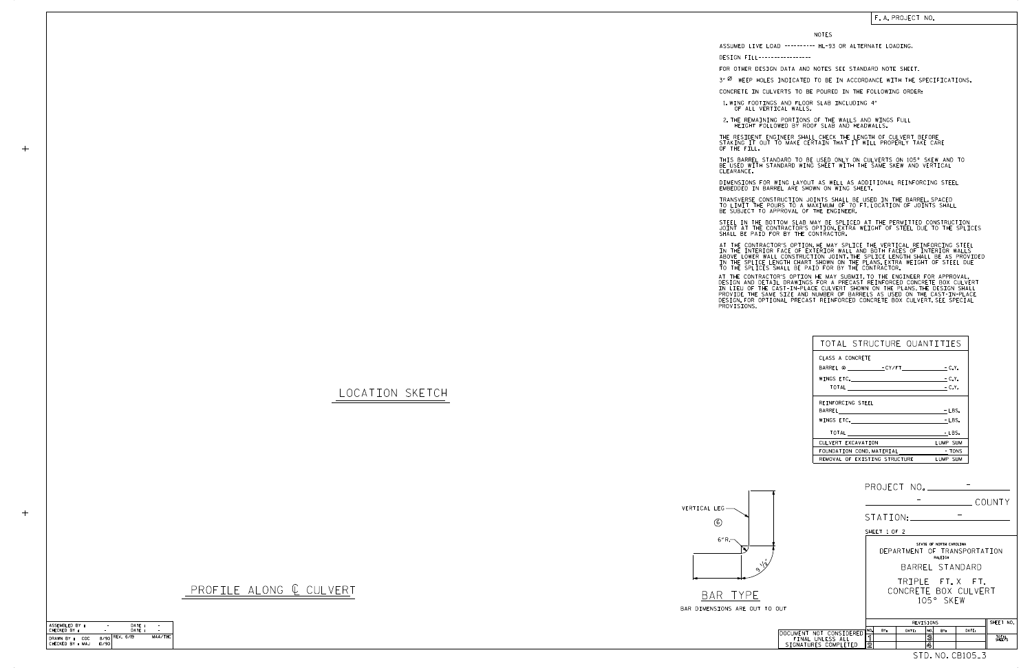F. A. PROJECT NO.

## NOTES

ASSUMED LIVE LOAD ---------- HL-93 OR ALTERNATE LOADING.

DESIGN FILL-----------------

FOR OTHER DESIGN DATA AND NOTES SEE STANDARD NOTE SHEET.

3" Ø WEEP HOLES INDICATED TO BE IN ACCORDANCE WITH THE SPECIFICATIONS.

CONCRETE IN CULVERTS TO BE POURED IN THE FOLLOWING ORDER:

1. WING FOOTINGS AND FLOOR SLAB INCLUDING 4" OF ALL VERTICAL WALLS.
2. THE REMAINING PORTIONS OF THE WALLS AND WINGS FULL HEIGHT FOLLOWED BY ROOF SLAB AND HEADWALLS.

THE RESIDENT ENGINEER SHALL CHECK THE LENGTH OF CULVERT BEFORE STAKING IT OUT TO MAKE CERTAIN THAT IT WILL PROPERLY TAKE CARE OF THE FILL.

THIS BARREL STANDARD TO BE USED ONLY ON CULVERTS ON 105° SKEW AND TO BE USED WITH STANDARD WING SHEET WITH THE SAME SKEW AND VERTICAL CLEARANCE.

DIMENSIONS FOR WING LAYOUT AS WELL AS ADDITIONAL REINFORCING STEEL EMBEDDED IN BARREL ARE SHOWN ON WING SHEET.

TRANSVERSE CONSTRUCTION JOINTS SHALL BE USED IN THE BARREL, SPACED TO LIMIT THE POURS TO A MAXIMUM OF 70 FT. LOCATION OF JOINTS SHALL BE SUBJECT TO APPROVAL OF THE ENGINEER.

STEEL IN THE BOTTOM SLAB MAY BE SPLICED AT THE PERMITTED CONSTRUCTION JOINT AT THE CONTRACTOR'S OPTION. EXTRA WEIGHT OF STEEL DUE TO THE SPLICES SHALL BE PAID FOR BY THE CONTRACTOR.

AT THE CONTRACTOR'S OPTION, HE MAY SPLICE THE VERTICAL REINFORCING STEEL IN THE INTERIOR FACE OF EXTERIOR WALL AND BOTH FACES OF INTERIOR WALLS ABOVE LOWER WALL CONSTRUCTION JOINT. THE SPLICE LENGTH SHALL BE AS PROVIDED IN THE SPLICE LENGTH CHART SHOWN ON THE PLANS. EXTRA WEIGHT OF STEEL DUE TO THE SPLICES SHALL BE PAID FOR BY THE CONTRACTOR.

AT THE CONTRACTOR'S OPTION HE MAY SUBMIT, TO THE ENGINEER FOR APPROVAL, DESIGN AND DETAIL DRAWINGS FOR A PRECAST REINFORCED CONCRETE BOX CULVERT IN LIEU OF THE CAST-IN-PLACE CULVERT SHOWN ON THE PLANS. THE DESIGN SHALL PROVIDE THE SAME SIZE AND NUMBER OF BARRELS AS USED ON THE CAST-IN-PLACE DESIGN. FOR OPTIONAL PRECAST REINFORCED CONCRETE BOX CULVERT, SEE SPECIAL PROVISIONS.

## TOTAL STRUCTURE QUANTITIES

| | |
|---|---|
| CLASS A CONCRETE | |
| BARREL @ ______ -CY/FT ______ | - C.Y. |
| WINGS ETC. | - C.Y. |
| TOTAL | - C.Y. |
| REINFORCING STEEL | |
| BARREL | - LBS. |
| WINGS ETC. | - LBS. |
| TOTAL | - LBS. |
| CULVERT EXCAVATION | LUMP SUM |
| FOUNDATION COND. MATERIAL | - TONS |
| REMOVAL OF EXISTING STRUCTURE | LUMP SUM |

LOCATION SKETCH

PROFILE ALONG ℄ CULVERT

VERTICAL LEG ⑥

6"R.

9 1/2"

BAR TYPE

BAR DIMENSIONS ARE OUT TO OUT

PROJECT NO. -

- COUNTY

STATION: -

SHEET 1 OF 2

STATE OF NORTH CAROLINA
DEPARTMENT OF TRANSPORTATION
RALEIGH

BARREL STANDARD

TRIPLE FT. X FT.
CONCRETE BOX CULVERT
105° SKEW

| REVISIONS | | | | | | SHEET NO. |
|---|---|---|---|---|---|---|
| NO. | BY: | DATE: | NO. | BY: | DATE: | |
| 1 | | | 3 | | | TOTAL SHEETS |
| 2 | | | 4 | | | |

DOCUMENT NOT CONSIDERED FINAL UNLESS ALL SIGNATURES COMPLETED

| | | | |
|---|---|---|---|
| ASSEMBLED BY : | - | DATE : | - |
| CHECKED BY : | - | DATE : | - |
| DRAWN BY : CDC | 8/90 | REV. 6/19 | MAA/THC |
| CHECKED BY : MAJ | 10/90 | | |

STD. NO. CB105_3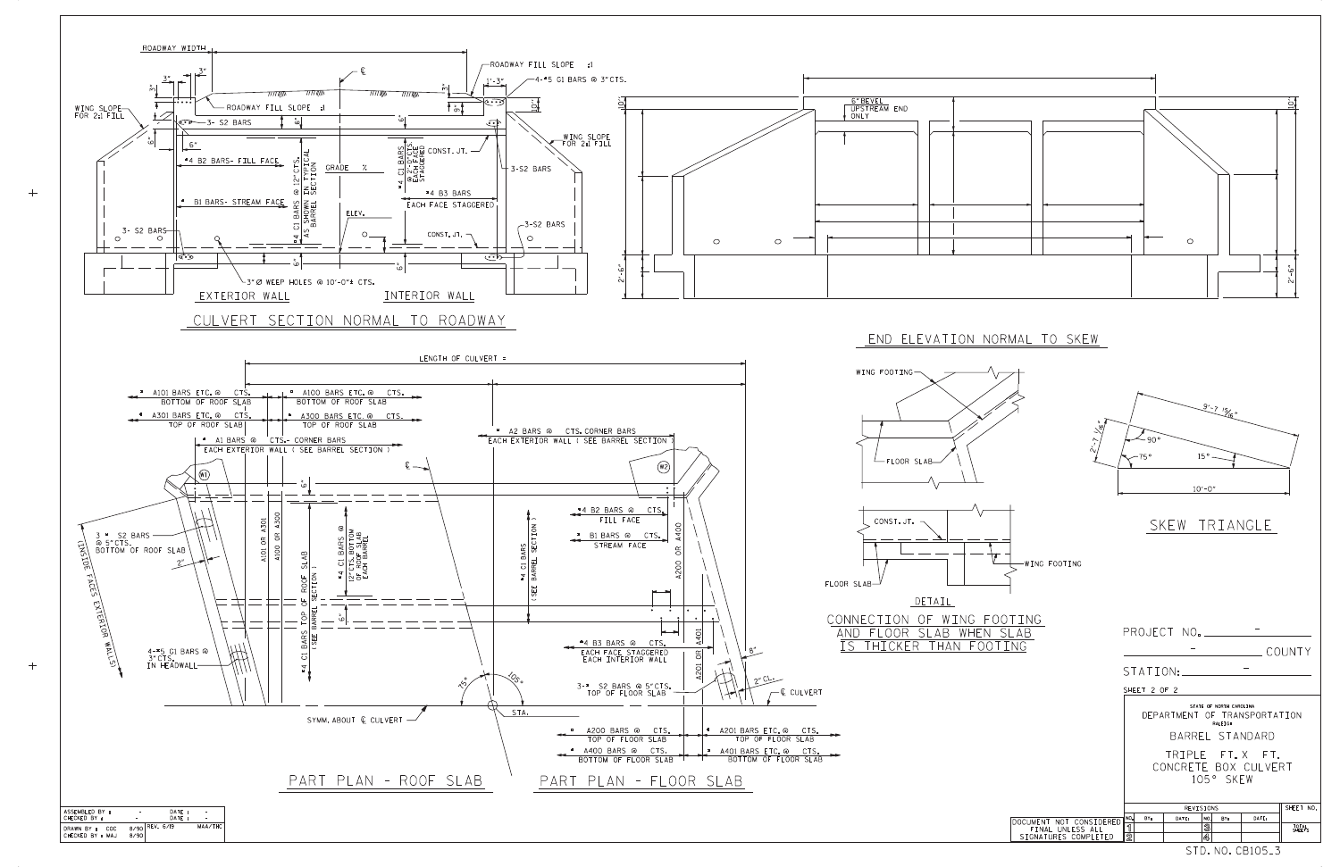## CULVERT SECTION NORMAL TO ROADWAY

ROADWAY WIDTH

3"

3"

3"

3"

℄

ROADWAY FILL SLOPE :1

4-#5 C1 BARS @ 3" CTS.

1'-3"

9"

10"

WING SLOPE FOR 2:1 FILL

ROADWAY FILL SLOPE :1

3- S2 BARS

6"

6"

6"

#4 B2 BARS- FILL FACE

#4 C1 BARS @ 12" CTS. AS SHOWN IN TYPICAL BARREL SECTION

GRADE %

#4 C1 BARS @ 2'-0" CTS. EACH FACE STAGGERED

CONST. JT.

3-S2 BARS

WING SLOPE FOR 2:1 FILL

B1 BARS- STREAM FACE

ELEV.

#4 B3 BARS EACH FACE STAGGERED

3- S2 BARS

CONST. JT.

3-S2 BARS

6"

6"

3" Ø WEEP HOLES @ 10'-0"± CTS.

EXTERIOR WALL

INTERIOR WALL

## END ELEVATION NORMAL TO SKEW

6" BEVEL UPSTREAM END ONLY

10"

10"

2'-6"

2'-6"

## PART PLAN - ROOF SLAB / PART PLAN - FLOOR SLAB

LENGTH OF CULVERT =

# A101 BARS ETC. @ CTS. BOTTOM OF ROOF SLAB

# A100 BARS ETC. @ CTS. BOTTOM OF ROOF SLAB

# A301 BARS ETC. @ CTS. TOP OF ROOF SLAB

# A300 BARS ETC. @ CTS. TOP OF ROOF SLAB

# A1 BARS @ CTS.- CORNER BARS EACH EXTERIOR WALL ( SEE BARREL SECTION )

# A2 BARS @ CTS. CORNER BARS EACH EXTERIOR WALL ( SEE BARREL SECTION )

W1

W2

℄

6"

3 # S2 BARS @ 5" CTS. BOTTOM OF ROOF SLAB

(INSIDE FACES EXTERIOR WALLS)

2"

A101 OR A301

A100 OR A300

#4 C1 BARS TOP OF ROOF SLAB (SEE BARREL SECTION)

#4 C1 BARS @ 12" CTS. BOTTOM OF ROOF SLAB EACH BARREL

#4 C1 BARS (SEE BARREL SECTION)

#4 B2 BARS @ CTS. FILL FACE

# B1 BARS @ CTS. STREAM FACE

A200 OR A400

6"

4-#5 C1 BARS @ 3" CTS. IN HEADWALL

#4 B3 BARS @ CTS. EACH FACE STAGGERED EACH INTERIOR WALL

A201 OR A401

8"

3-# S2 BARS @ 5" CTS. TOP OF FLOOR SLAB

2" CL.

℄ CULVERT

75°

105°

STA.

SYMM. ABOUT ℄ CULVERT

# A200 BARS @ CTS. TOP OF FLOOR SLAB

# A201 BARS ETC. @ CTS. TOP OF FLOOR SLAB

# A400 BARS @ CTS. BOTTOM OF FLOOR SLAB

# A401 BARS ETC. @ CTS. BOTTOM OF FLOOR SLAB

PART PLAN - ROOF SLAB

PART PLAN - FLOOR SLAB

## DETAIL

WING FOOTING

FLOOR SLAB

CONST. JT.

WING FOOTING

FLOOR SLAB

DETAIL

CONNECTION OF WING FOOTING AND FLOOR SLAB WHEN SLAB IS THICKER THAN FOOTING

## SKEW TRIANGLE

9'-7 15/16"

2'-7 1/8"

90°

75°

15°

10'-0"

PROJECT NO. -

- COUNTY

STATION: -

SHEET 2 OF 2

STATE OF NORTH CAROLINA
DEPARTMENT OF TRANSPORTATION
RALEIGH

BARREL STANDARD

TRIPLE FT. X FT.
CONCRETE BOX CULVERT
105° SKEW

| REVISIONS | | | | | | SHEET NO. |
|---|---|---|---|---|---|---|
| NO. | BY: | DATE: | NO. | BY: | DATE: | |
| 1 | | | 3 | | | TOTAL SHEETS |
| 2 | | | 4 | | | |

DOCUMENT NOT CONSIDERED FINAL UNLESS ALL SIGNATURES COMPLETED

| | | | |
|---|---|---|---|
| ASSEMBLED BY : - | | DATE : - | |
| CHECKED BY : - | | DATE : - | |
| DRAWN BY : CDC | 8/90 | REV. 6/19 | MAA/THC |
| CHECKED BY : MAJ | 8/90 | | |

STD. NO. CB105_3